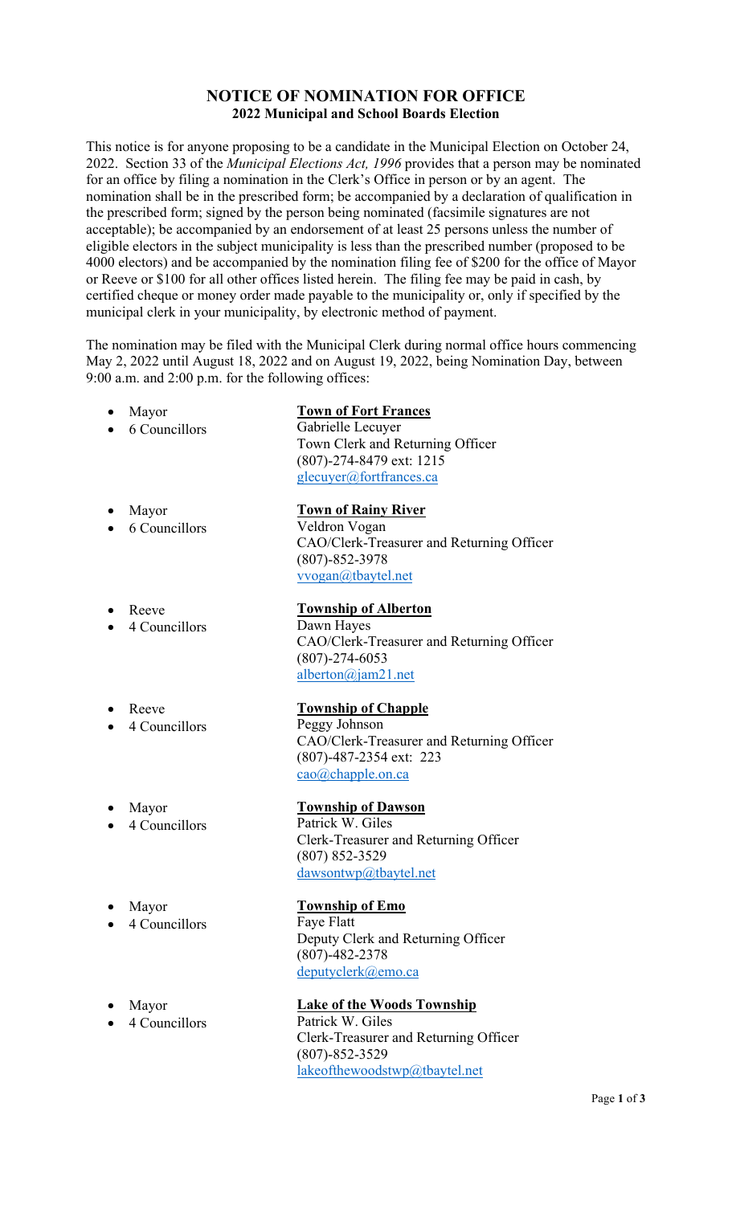# NOTICE OF NOMINATION FOR OFFICE

## 2022 Municipal and School Boards Election

This notice is for anyone proposing to be a candidate in the Municipal Election on October 24, 2022. Section 33 of the *Municipal Elections Act, 1996* provides that a person may be nominated for an office by filing a nomination in the Clerk's Office in person or by an agent. The nomination shall be in the prescribed form; be accompanied by a declaration of qualification in the prescribed form; signed by the person being nominated (facsimile signatures are not acceptable); be accompanied by an endorsement of at least 25 persons unless the number of eligible electors in the subject municipality is less than the prescribed number (proposed to be 4000 electors) and be accompanied by the nomination filing fee of $200 for the office of Mayor or Reeve or $100 for all other offices listed herein. The filing fee may be paid in cash, by certified cheque or money order made payable to the municipality or, only if specified by the municipal clerk in your municipality, by electronic method of payment.

The nomination may be filed with the Municipal Clerk during normal office hours commencing May 2, 2022 until August 18, 2022 and on August 19, 2022, being Nomination Day, between 9:00 a.m. and 2:00 p.m. for the following offices:

- Mayor
- 6 Councillors

**Town of Fort Frances**
Gabrielle Lecuyer
Town Clerk and Returning Officer
(807)-274-8479 ext: 1215
glecuyer@fortfrances.ca

- Mayor
- 6 Councillors

**Town of Rainy River**
Veldron Vogan
CAO/Clerk-Treasurer and Returning Officer
(807)-852-3978
vvogan@tbaytel.net

- Reeve
- 4 Councillors

**Township of Alberton**
Dawn Hayes
CAO/Clerk-Treasurer and Returning Officer
(807)-274-6053
alberton@jam21.net

- Reeve
- 4 Councillors

**Township of Chapple**
Peggy Johnson
CAO/Clerk-Treasurer and Returning Officer
(807)-487-2354 ext: 223
cao@chapple.on.ca

- Mayor
- 4 Councillors

**Township of Dawson**
Patrick W. Giles
Clerk-Treasurer and Returning Officer
(807) 852-3529
dawsontwp@tbaytel.net

- Mayor
- 4 Councillors

**Township of Emo**
Faye Flatt
Deputy Clerk and Returning Officer
(807)-482-2378
deputyclerk@emo.ca

- Mayor
- 4 Councillors

**Lake of the Woods Township**
Patrick W. Giles
Clerk-Treasurer and Returning Officer
(807)-852-3529
lakeofthewoodstwp@tbaytel.net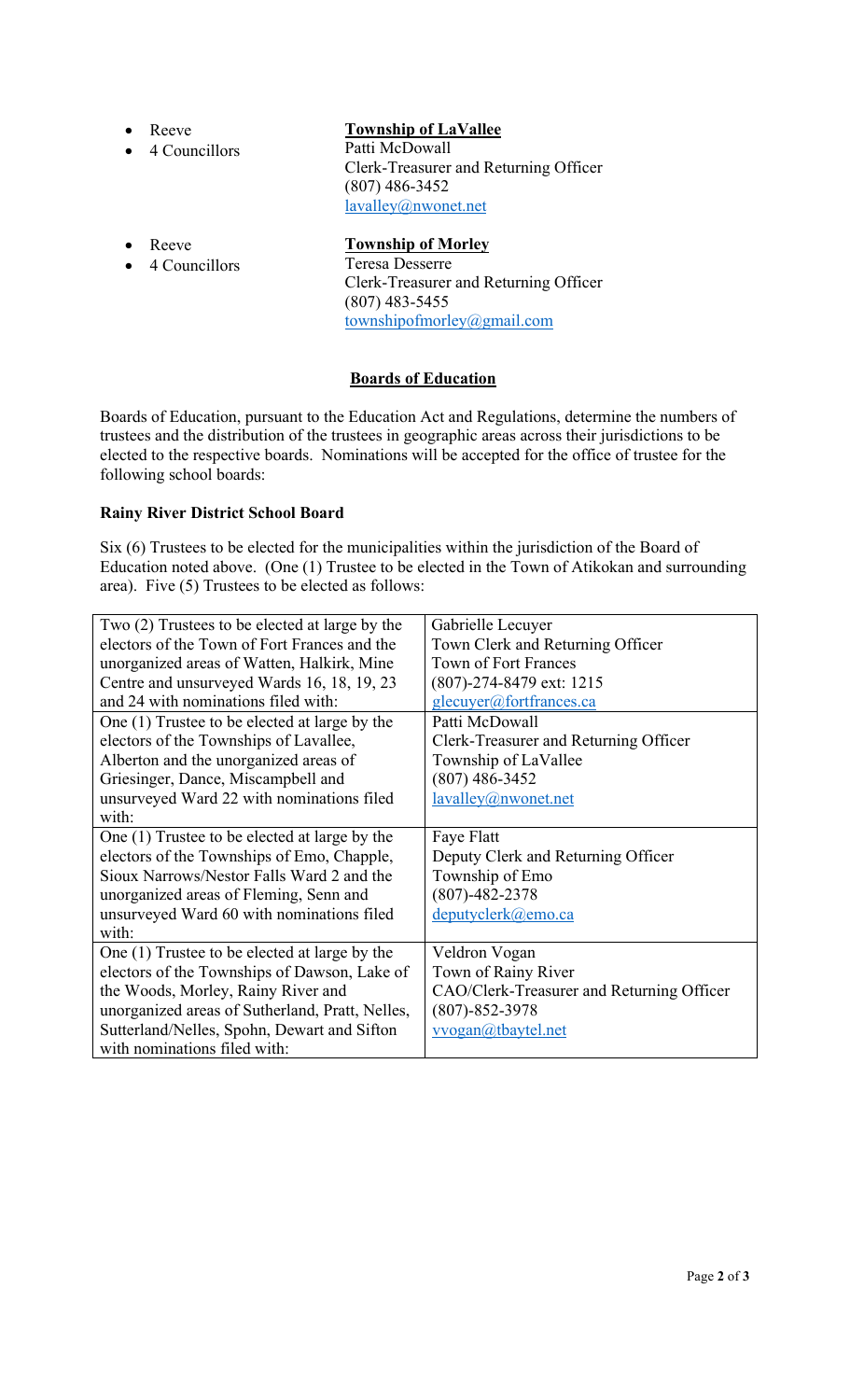- Reeve
- 4 Councillors

**Township of LaVallee**
Patti McDowall
Clerk-Treasurer and Returning Officer
(807) 486-3452
lavalley@nwonet.net

- Reeve
- 4 Councillors

**Township of Morley**
Teresa Desserre
Clerk-Treasurer and Returning Officer
(807) 483-5455
townshipofmorley@gmail.com

## Boards of Education

Boards of Education, pursuant to the Education Act and Regulations, determine the numbers of trustees and the distribution of the trustees in geographic areas across their jurisdictions to be elected to the respective boards. Nominations will be accepted for the office of trustee for the following school boards:

**Rainy River District School Board**

Six (6) Trustees to be elected for the municipalities within the jurisdiction of the Board of Education noted above. (One (1) Trustee to be elected in the Town of Atikokan and surrounding area). Five (5) Trustees to be elected as follows:

| | |
|---|---|
| Two (2) Trustees to be elected at large by the electors of the Town of Fort Frances and the unorganized areas of Watten, Halkirk, Mine Centre and unsurveyed Wards 16, 18, 19, 23 and 24 with nominations filed with: | Gabrielle Lecuyer<br>Town Clerk and Returning Officer<br>Town of Fort Frances<br>(807)-274-8479 ext: 1215<br>glecuyer@fortfrances.ca |
| One (1) Trustee to be elected at large by the electors of the Townships of Lavallee, Alberton and the unorganized areas of Griesinger, Dance, Miscampbell and unsurveyed Ward 22 with nominations filed with: | Patti McDowall<br>Clerk-Treasurer and Returning Officer<br>Township of LaVallee<br>(807) 486-3452<br>lavalley@nwonet.net |
| One (1) Trustee to be elected at large by the electors of the Townships of Emo, Chapple, Sioux Narrows/Nestor Falls Ward 2 and the unorganized areas of Fleming, Senn and unsurveyed Ward 60 with nominations filed with: | Faye Flatt<br>Deputy Clerk and Returning Officer<br>Township of Emo<br>(807)-482-2378<br>deputyclerk@emo.ca |
| One (1) Trustee to be elected at large by the electors of the Townships of Dawson, Lake of the Woods, Morley, Rainy River and unorganized areas of Sutherland, Pratt, Nelles, Sutterland/Nelles, Spohn, Dewart and Sifton with nominations filed with: | Veldron Vogan<br>Town of Rainy River<br>CAO/Clerk-Treasurer and Returning Officer<br>(807)-852-3978<br>vvogan@tbaytel.net |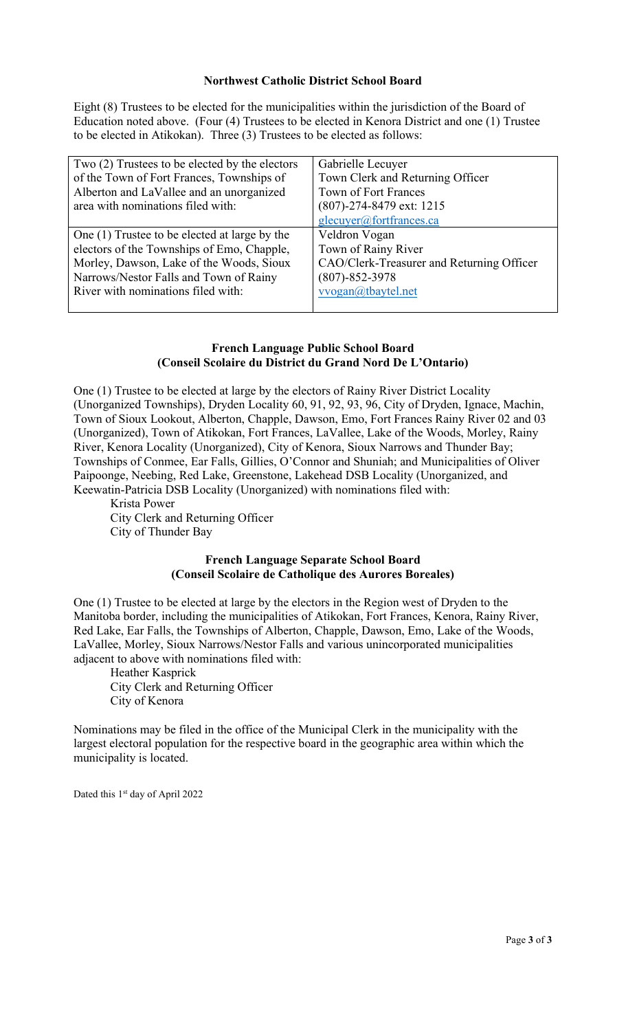**Northwest Catholic District School Board**

Eight (8) Trustees to be elected for the municipalities within the jurisdiction of the Board of Education noted above. (Four (4) Trustees to be elected in Kenora District and one (1) Trustee to be elected in Atikokan). Three (3) Trustees to be elected as follows:

| | |
|---|---|
| Two (2) Trustees to be elected by the electors of the Town of Fort Frances, Townships of Alberton and LaVallee and an unorganized area with nominations filed with: | Gabrielle Lecuyer<br>Town Clerk and Returning Officer<br>Town of Fort Frances<br>(807)-274-8479 ext: 1215<br>glecuyer@fortfrances.ca |
| One (1) Trustee to be elected at large by the electors of the Townships of Emo, Chapple, Morley, Dawson, Lake of the Woods, Sioux Narrows/Nestor Falls and Town of Rainy River with nominations filed with: | Veldron Vogan<br>Town of Rainy River<br>CAO/Clerk-Treasurer and Returning Officer<br>(807)-852-3978<br>vvogan@tbaytel.net |

**French Language Public School Board**
**(Conseil Scolaire du District du Grand Nord De L'Ontario)**

One (1) Trustee to be elected at large by the electors of Rainy River District Locality (Unorganized Townships), Dryden Locality 60, 91, 92, 93, 96, City of Dryden, Ignace, Machin, Town of Sioux Lookout, Alberton, Chapple, Dawson, Emo, Fort Frances Rainy River 02 and 03 (Unorganized), Town of Atikokan, Fort Frances, LaVallee, Lake of the Woods, Morley, Rainy River, Kenora Locality (Unorganized), City of Kenora, Sioux Narrows and Thunder Bay; Townships of Conmee, Ear Falls, Gillies, O'Connor and Shuniah; and Municipalities of Oliver Paipoonge, Neebing, Red Lake, Greenstone, Lakehead DSB Locality (Unorganized, and Keewatin-Patricia DSB Locality (Unorganized) with nominations filed with:

Krista Power
City Clerk and Returning Officer
City of Thunder Bay

**French Language Separate School Board**
**(Conseil Scolaire de Catholique des Aurores Boreales)**

One (1) Trustee to be elected at large by the electors in the Region west of Dryden to the Manitoba border, including the municipalities of Atikokan, Fort Frances, Kenora, Rainy River, Red Lake, Ear Falls, the Townships of Alberton, Chapple, Dawson, Emo, Lake of the Woods, LaVallee, Morley, Sioux Narrows/Nestor Falls and various unincorporated municipalities adjacent to above with nominations filed with:

Heather Kasprick
City Clerk and Returning Officer
City of Kenora

Nominations may be filed in the office of the Municipal Clerk in the municipality with the largest electoral population for the respective board in the geographic area within which the municipality is located.

Dated this 1st day of April 2022